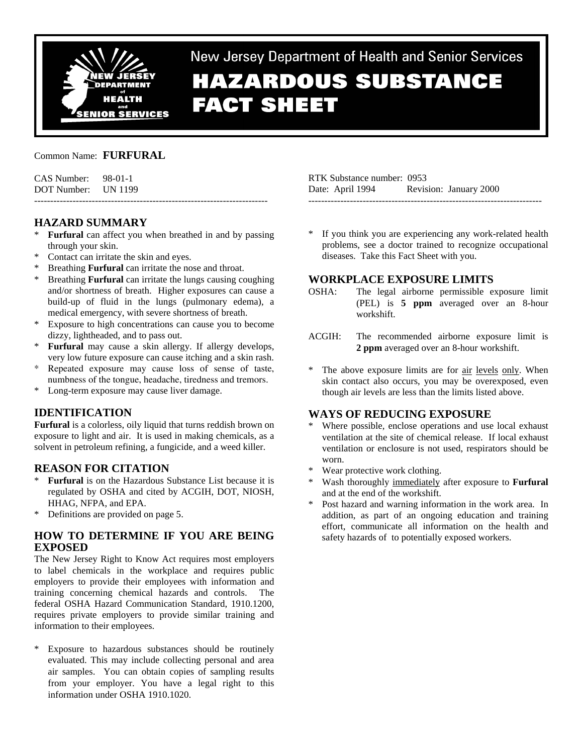New Jersey Department of Health and Senior Services

# HAZARDOUS SUBSTANCE FACT SHEET

Common Name: **FURFURAL**

CAS Number: 98-01-1
DOT Number: UN 1199

RTK Substance number: 0953
Date: April 1994 Revision: January 2000

---

## HAZARD SUMMARY

* **Furfural** can affect you when breathed in and by passing through your skin.
* Contact can irritate the skin and eyes.
* Breathing **Furfural** can irritate the nose and throat.
* Breathing **Furfural** can irritate the lungs causing coughing and/or shortness of breath. Higher exposures can cause a build-up of fluid in the lungs (pulmonary edema), a medical emergency, with severe shortness of breath.
* Exposure to high concentrations can cause you to become dizzy, lightheaded, and to pass out.
* **Furfural** may cause a skin allergy. If allergy develops, very low future exposure can cause itching and a skin rash.
* Repeated exposure may cause loss of sense of taste, numbness of the tongue, headache, tiredness and tremors.
* Long-term exposure may cause liver damage.

## IDENTIFICATION

**Furfural** is a colorless, oily liquid that turns reddish brown on exposure to light and air. It is used in making chemicals, as a solvent in petroleum refining, a fungicide, and a weed killer.

## REASON FOR CITATION

* **Furfural** is on the Hazardous Substance List because it is regulated by OSHA and cited by ACGIH, DOT, NIOSH, HHAG, NFPA, and EPA.
* Definitions are provided on page 5.

## HOW TO DETERMINE IF YOU ARE BEING EXPOSED

The New Jersey Right to Know Act requires most employers to label chemicals in the workplace and requires public employers to provide their employees with information and training concerning chemical hazards and controls. The federal OSHA Hazard Communication Standard, 1910.1200, requires private employers to provide similar training and information to their employees.

* Exposure to hazardous substances should be routinely evaluated. This may include collecting personal and area air samples. You can obtain copies of sampling results from your employer. You have a legal right to this information under OSHA 1910.1020.
* If you think you are experiencing any work-related health problems, see a doctor trained to recognize occupational diseases. Take this Fact Sheet with you.

## WORKPLACE EXPOSURE LIMITS

OSHA: The legal airborne permissible exposure limit (PEL) is **5 ppm** averaged over an 8-hour workshift.

ACGIH: The recommended airborne exposure limit is **2 ppm** averaged over an 8-hour workshift.

* The above exposure limits are for air levels only. When skin contact also occurs, you may be overexposed, even though air levels are less than the limits listed above.

## WAYS OF REDUCING EXPOSURE

* Where possible, enclose operations and use local exhaust ventilation at the site of chemical release. If local exhaust ventilation or enclosure is not used, respirators should be worn.
* Wear protective work clothing.
* Wash thoroughly immediately after exposure to **Furfural** and at the end of the workshift.
* Post hazard and warning information in the work area. In addition, as part of an ongoing education and training effort, communicate all information on the health and safety hazards of to potentially exposed workers.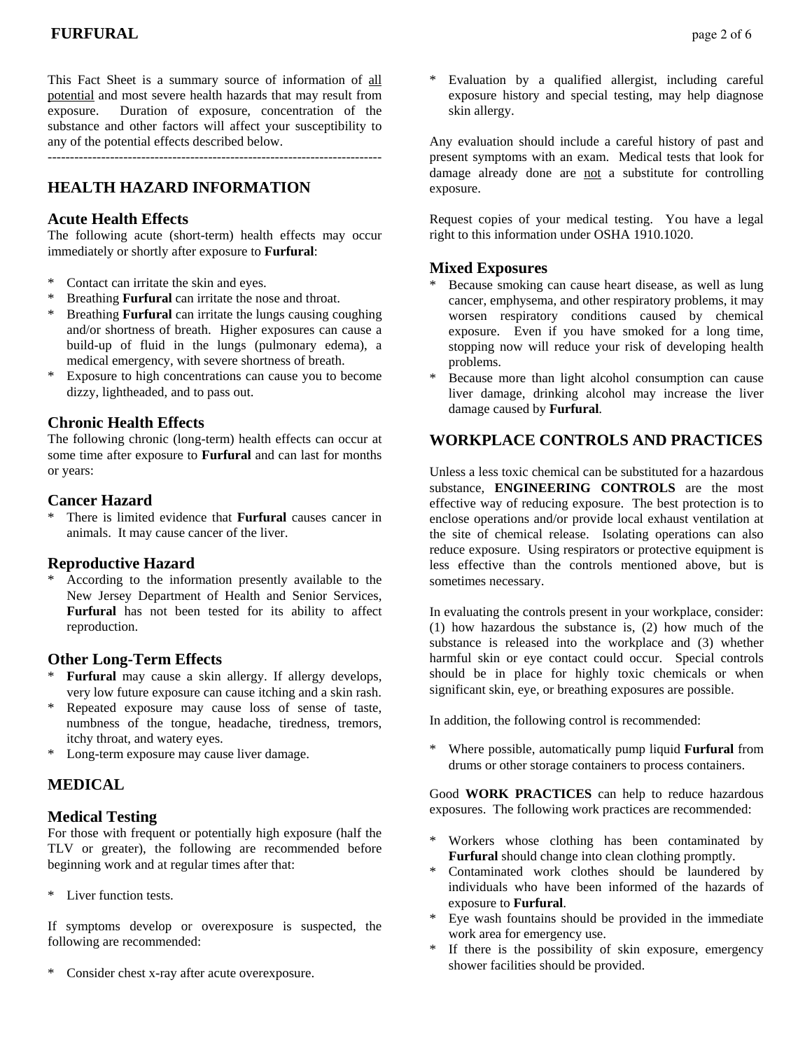This Fact Sheet is a summary source of information of all potential and most severe health hazards that may result from exposure. Duration of exposure, concentration of the substance and other factors will affect your susceptibility to any of the potential effects described below.

---

## HEALTH HAZARD INFORMATION

### Acute Health Effects

The following acute (short-term) health effects may occur immediately or shortly after exposure to **Furfural**:

* Contact can irritate the skin and eyes.
* Breathing **Furfural** can irritate the nose and throat.
* Breathing **Furfural** can irritate the lungs causing coughing and/or shortness of breath. Higher exposures can cause a build-up of fluid in the lungs (pulmonary edema), a medical emergency, with severe shortness of breath.
* Exposure to high concentrations can cause you to become dizzy, lightheaded, and to pass out.

### Chronic Health Effects

The following chronic (long-term) health effects can occur at some time after exposure to **Furfural** and can last for months or years:

### Cancer Hazard

* There is limited evidence that **Furfural** causes cancer in animals. It may cause cancer of the liver.

### Reproductive Hazard

* According to the information presently available to the New Jersey Department of Health and Senior Services, **Furfural** has not been tested for its ability to affect reproduction.

### Other Long-Term Effects

* **Furfural** may cause a skin allergy. If allergy develops, very low future exposure can cause itching and a skin rash.
* Repeated exposure may cause loss of sense of taste, numbness of the tongue, headache, tiredness, tremors, itchy throat, and watery eyes.
* Long-term exposure may cause liver damage.

## MEDICAL

### Medical Testing

For those with frequent or potentially high exposure (half the TLV or greater), the following are recommended before beginning work and at regular times after that:

* Liver function tests.

If symptoms develop or overexposure is suspected, the following are recommended:

* Consider chest x-ray after acute overexposure.
* Evaluation by a qualified allergist, including careful exposure history and special testing, may help diagnose skin allergy.

Any evaluation should include a careful history of past and present symptoms with an exam. Medical tests that look for damage already done are not a substitute for controlling exposure.

Request copies of your medical testing. You have a legal right to this information under OSHA 1910.1020.

### Mixed Exposures

* Because smoking can cause heart disease, as well as lung cancer, emphysema, and other respiratory problems, it may worsen respiratory conditions caused by chemical exposure. Even if you have smoked for a long time, stopping now will reduce your risk of developing health problems.
* Because more than light alcohol consumption can cause liver damage, drinking alcohol may increase the liver damage caused by **Furfural**.

## WORKPLACE CONTROLS AND PRACTICES

Unless a less toxic chemical can be substituted for a hazardous substance, **ENGINEERING CONTROLS** are the most effective way of reducing exposure. The best protection is to enclose operations and/or provide local exhaust ventilation at the site of chemical release. Isolating operations can also reduce exposure. Using respirators or protective equipment is less effective than the controls mentioned above, but is sometimes necessary.

In evaluating the controls present in your workplace, consider: (1) how hazardous the substance is, (2) how much of the substance is released into the workplace and (3) whether harmful skin or eye contact could occur. Special controls should be in place for highly toxic chemicals or when significant skin, eye, or breathing exposures are possible.

In addition, the following control is recommended:

* Where possible, automatically pump liquid **Furfural** from drums or other storage containers to process containers.

Good **WORK PRACTICES** can help to reduce hazardous exposures. The following work practices are recommended:

* Workers whose clothing has been contaminated by **Furfural** should change into clean clothing promptly.
* Contaminated work clothes should be laundered by individuals who have been informed of the hazards of exposure to **Furfural**.
* Eye wash fountains should be provided in the immediate work area for emergency use.
* If there is the possibility of skin exposure, emergency shower facilities should be provided.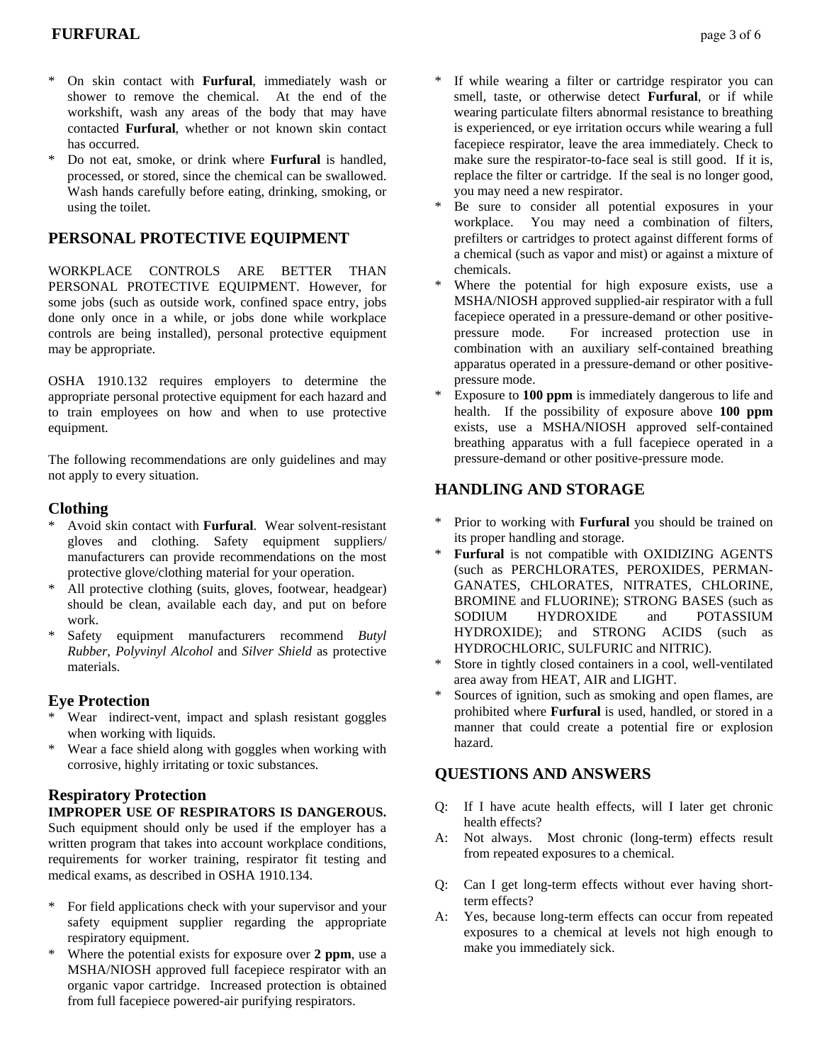* On skin contact with **Furfural**, immediately wash or shower to remove the chemical. At the end of the workshift, wash any areas of the body that may have contacted **Furfural**, whether or not known skin contact has occurred.
* Do not eat, smoke, or drink where **Furfural** is handled, processed, or stored, since the chemical can be swallowed. Wash hands carefully before eating, drinking, smoking, or using the toilet.

## PERSONAL PROTECTIVE EQUIPMENT

WORKPLACE CONTROLS ARE BETTER THAN PERSONAL PROTECTIVE EQUIPMENT. However, for some jobs (such as outside work, confined space entry, jobs done only once in a while, or jobs done while workplace controls are being installed), personal protective equipment may be appropriate.

OSHA 1910.132 requires employers to determine the appropriate personal protective equipment for each hazard and to train employees on how and when to use protective equipment.

The following recommendations are only guidelines and may not apply to every situation.

### Clothing

* Avoid skin contact with **Furfural**. Wear solvent-resistant gloves and clothing. Safety equipment suppliers/ manufacturers can provide recommendations on the most protective glove/clothing material for your operation.
* All protective clothing (suits, gloves, footwear, headgear) should be clean, available each day, and put on before work.
* Safety equipment manufacturers recommend *Butyl Rubber*, *Polyvinyl Alcohol* and *Silver Shield* as protective materials.

### Eye Protection

* Wear indirect-vent, impact and splash resistant goggles when working with liquids.
* Wear a face shield along with goggles when working with corrosive, highly irritating or toxic substances.

### Respiratory Protection

**IMPROPER USE OF RESPIRATORS IS DANGEROUS.** Such equipment should only be used if the employer has a written program that takes into account workplace conditions, requirements for worker training, respirator fit testing and medical exams, as described in OSHA 1910.134.

* For field applications check with your supervisor and your safety equipment supplier regarding the appropriate respiratory equipment.
* Where the potential exists for exposure over **2 ppm**, use a MSHA/NIOSH approved full facepiece respirator with an organic vapor cartridge. Increased protection is obtained from full facepiece powered-air purifying respirators.
* If while wearing a filter or cartridge respirator you can smell, taste, or otherwise detect **Furfural**, or if while wearing particulate filters abnormal resistance to breathing is experienced, or eye irritation occurs while wearing a full facepiece respirator, leave the area immediately. Check to make sure the respirator-to-face seal is still good. If it is, replace the filter or cartridge. If the seal is no longer good, you may need a new respirator.
* Be sure to consider all potential exposures in your workplace. You may need a combination of filters, prefilters or cartridges to protect against different forms of a chemical (such as vapor and mist) or against a mixture of chemicals.
* Where the potential for high exposure exists, use a MSHA/NIOSH approved supplied-air respirator with a full facepiece operated in a pressure-demand or other positive-pressure mode. For increased protection use in combination with an auxiliary self-contained breathing apparatus operated in a pressure-demand or other positive-pressure mode.
* Exposure to **100 ppm** is immediately dangerous to life and health. If the possibility of exposure above **100 ppm** exists, use a MSHA/NIOSH approved self-contained breathing apparatus with a full facepiece operated in a pressure-demand or other positive-pressure mode.

## HANDLING AND STORAGE

* Prior to working with **Furfural** you should be trained on its proper handling and storage.
* **Furfural** is not compatible with OXIDIZING AGENTS (such as PERCHLORATES, PEROXIDES, PERMANGANATES, CHLORATES, NITRATES, CHLORINE, BROMINE and FLUORINE); STRONG BASES (such as SODIUM HYDROXIDE and POTASSIUM HYDROXIDE); and STRONG ACIDS (such as HYDROCHLORIC, SULFURIC and NITRIC).
* Store in tightly closed containers in a cool, well-ventilated area away from HEAT, AIR and LIGHT.
* Sources of ignition, such as smoking and open flames, are prohibited where **Furfural** is used, handled, or stored in a manner that could create a potential fire or explosion hazard.

## QUESTIONS AND ANSWERS

Q: If I have acute health effects, will I later get chronic health effects?
A: Not always. Most chronic (long-term) effects result from repeated exposures to a chemical.

Q: Can I get long-term effects without ever having short-term effects?
A: Yes, because long-term effects can occur from repeated exposures to a chemical at levels not high enough to make you immediately sick.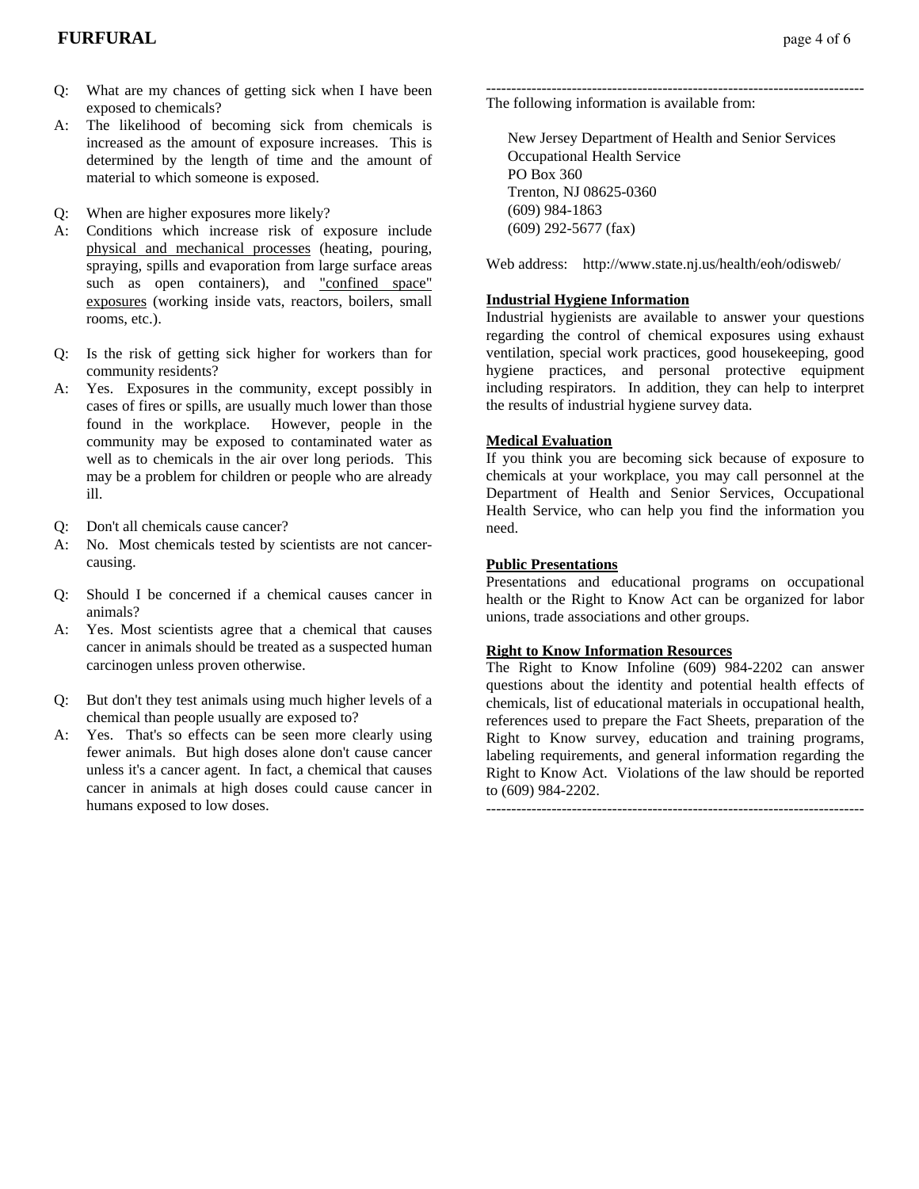Q: What are my chances of getting sick when I have been exposed to chemicals?

A: The likelihood of becoming sick from chemicals is increased as the amount of exposure increases. This is determined by the length of time and the amount of material to which someone is exposed.

Q: When are higher exposures more likely?

A: Conditions which increase risk of exposure include physical and mechanical processes (heating, pouring, spraying, spills and evaporation from large surface areas such as open containers), and "confined space" exposures (working inside vats, reactors, boilers, small rooms, etc.).

Q: Is the risk of getting sick higher for workers than for community residents?

A: Yes. Exposures in the community, except possibly in cases of fires or spills, are usually much lower than those found in the workplace. However, people in the community may be exposed to contaminated water as well as to chemicals in the air over long periods. This may be a problem for children or people who are already ill.

Q: Don't all chemicals cause cancer?

A: No. Most chemicals tested by scientists are not cancer-causing.

Q: Should I be concerned if a chemical causes cancer in animals?

A: Yes. Most scientists agree that a chemical that causes cancer in animals should be treated as a suspected human carcinogen unless proven otherwise.

Q: But don't they test animals using much higher levels of a chemical than people usually are exposed to?

A: Yes. That's so effects can be seen more clearly using fewer animals. But high doses alone don't cause cancer unless it's a cancer agent. In fact, a chemical that causes cancer in animals at high doses could cause cancer in humans exposed to low doses.

---

The following information is available from:

New Jersey Department of Health and Senior Services
Occupational Health Service
PO Box 360
Trenton, NJ 08625-0360
(609) 984-1863
(609) 292-5677 (fax)

Web address: http://www.state.nj.us/health/eoh/odisweb/

**Industrial Hygiene Information**

Industrial hygienists are available to answer your questions regarding the control of chemical exposures using exhaust ventilation, special work practices, good housekeeping, good hygiene practices, and personal protective equipment including respirators. In addition, they can help to interpret the results of industrial hygiene survey data.

**Medical Evaluation**

If you think you are becoming sick because of exposure to chemicals at your workplace, you may call personnel at the Department of Health and Senior Services, Occupational Health Service, who can help you find the information you need.

**Public Presentations**

Presentations and educational programs on occupational health or the Right to Know Act can be organized for labor unions, trade associations and other groups.

**Right to Know Information Resources**

The Right to Know Infoline (609) 984-2202 can answer questions about the identity and potential health effects of chemicals, list of educational materials in occupational health, references used to prepare the Fact Sheets, preparation of the Right to Know survey, education and training programs, labeling requirements, and general information regarding the Right to Know Act. Violations of the law should be reported to (609) 984-2202.

---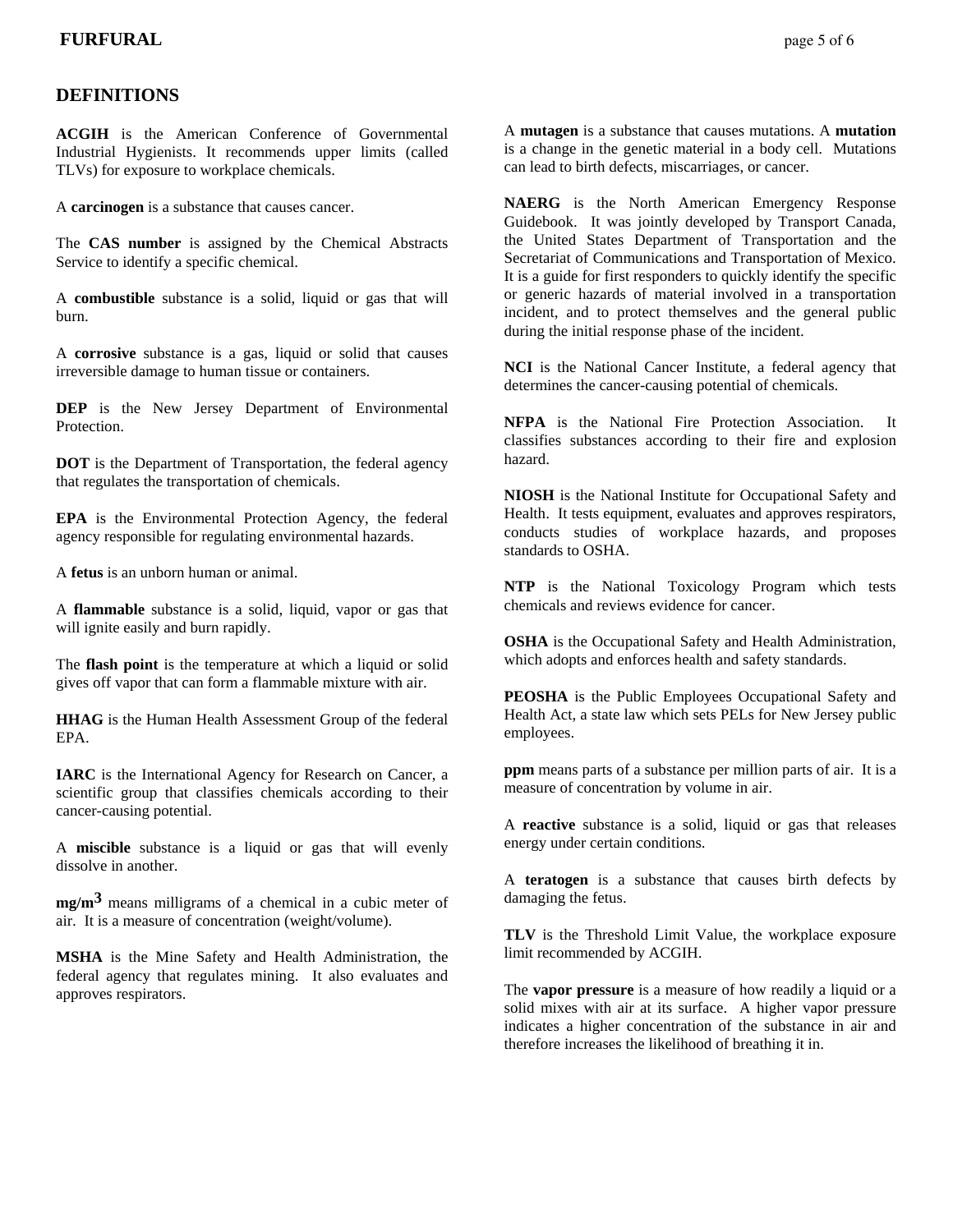## DEFINITIONS

**ACGIH** is the American Conference of Governmental Industrial Hygienists. It recommends upper limits (called TLVs) for exposure to workplace chemicals.

A **carcinogen** is a substance that causes cancer.

The **CAS number** is assigned by the Chemical Abstracts Service to identify a specific chemical.

A **combustible** substance is a solid, liquid or gas that will burn.

A **corrosive** substance is a gas, liquid or solid that causes irreversible damage to human tissue or containers.

**DEP** is the New Jersey Department of Environmental Protection.

**DOT** is the Department of Transportation, the federal agency that regulates the transportation of chemicals.

**EPA** is the Environmental Protection Agency, the federal agency responsible for regulating environmental hazards.

A **fetus** is an unborn human or animal.

A **flammable** substance is a solid, liquid, vapor or gas that will ignite easily and burn rapidly.

The **flash point** is the temperature at which a liquid or solid gives off vapor that can form a flammable mixture with air.

**HHAG** is the Human Health Assessment Group of the federal EPA.

**IARC** is the International Agency for Research on Cancer, a scientific group that classifies chemicals according to their cancer-causing potential.

A **miscible** substance is a liquid or gas that will evenly dissolve in another.

**mg/m$^3$** means milligrams of a chemical in a cubic meter of air. It is a measure of concentration (weight/volume).

**MSHA** is the Mine Safety and Health Administration, the federal agency that regulates mining. It also evaluates and approves respirators.

A **mutagen** is a substance that causes mutations. A **mutation** is a change in the genetic material in a body cell. Mutations can lead to birth defects, miscarriages, or cancer.

**NAERG** is the North American Emergency Response Guidebook. It was jointly developed by Transport Canada, the United States Department of Transportation and the Secretariat of Communications and Transportation of Mexico. It is a guide for first responders to quickly identify the specific or generic hazards of material involved in a transportation incident, and to protect themselves and the general public during the initial response phase of the incident.

**NCI** is the National Cancer Institute, a federal agency that determines the cancer-causing potential of chemicals.

**NFPA** is the National Fire Protection Association. It classifies substances according to their fire and explosion hazard.

**NIOSH** is the National Institute for Occupational Safety and Health. It tests equipment, evaluates and approves respirators, conducts studies of workplace hazards, and proposes standards to OSHA.

**NTP** is the National Toxicology Program which tests chemicals and reviews evidence for cancer.

**OSHA** is the Occupational Safety and Health Administration, which adopts and enforces health and safety standards.

**PEOSHA** is the Public Employees Occupational Safety and Health Act, a state law which sets PELs for New Jersey public employees.

**ppm** means parts of a substance per million parts of air. It is a measure of concentration by volume in air.

A **reactive** substance is a solid, liquid or gas that releases energy under certain conditions.

A **teratogen** is a substance that causes birth defects by damaging the fetus.

**TLV** is the Threshold Limit Value, the workplace exposure limit recommended by ACGIH.

The **vapor pressure** is a measure of how readily a liquid or a solid mixes with air at its surface. A higher vapor pressure indicates a higher concentration of the substance in air and therefore increases the likelihood of breathing it in.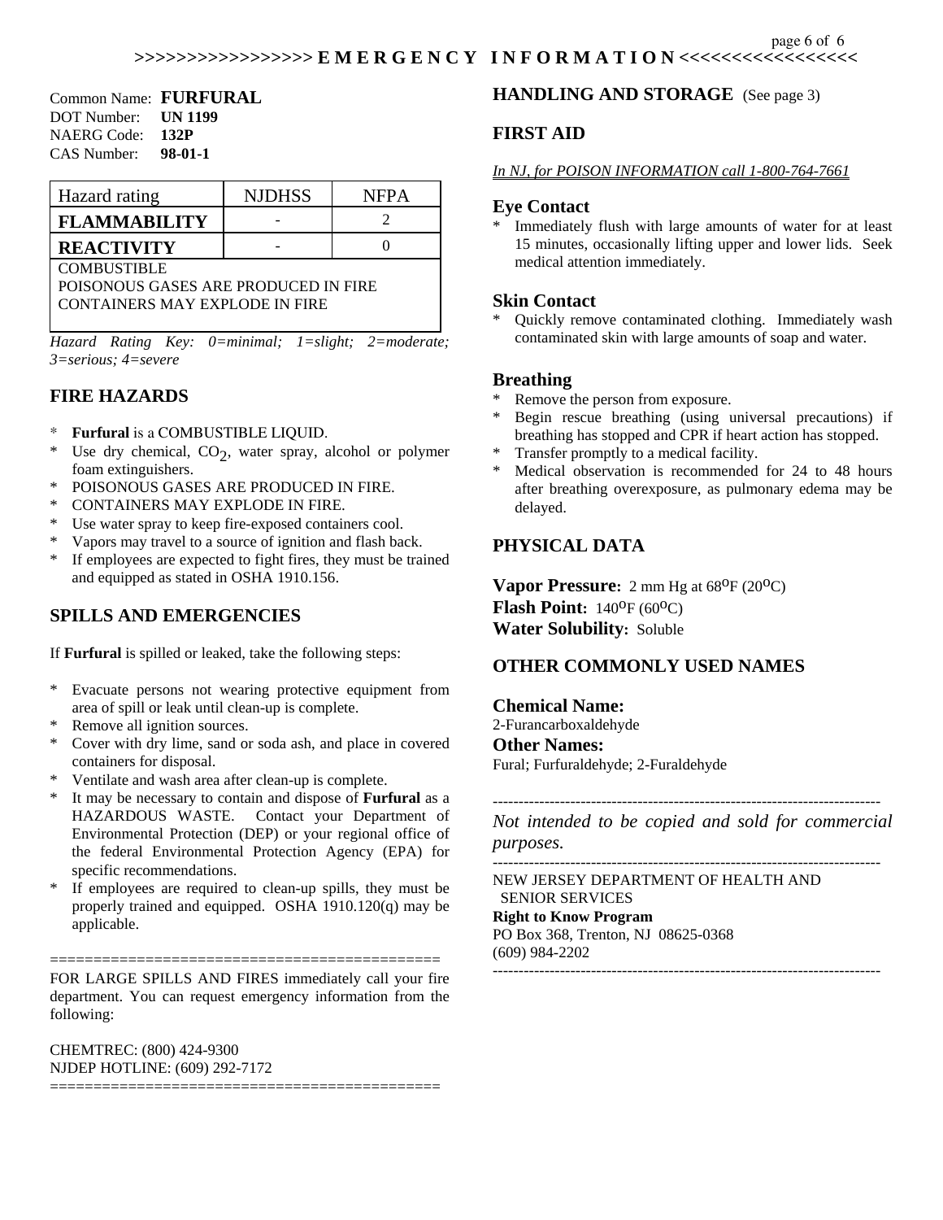# >>>>>>>>>>>>>>>>> EMERGENCY INFORMATION <<<<<<<<<<<<<<<<<

Common Name: **FURFURAL**
DOT Number: **UN 1199**
NAERG Code: **132P**
CAS Number: **98-01-1**

| Hazard rating | NJDHSS | NFPA |
|---|---|---|
| **FLAMMABILITY** | - | 2 |
| **REACTIVITY** | - | 0 |
| COMBUSTIBLE<br>POISONOUS GASES ARE PRODUCED IN FIRE<br>CONTAINERS MAY EXPLODE IN FIRE | | |

*Hazard Rating Key: 0=minimal; 1=slight; 2=moderate; 3=serious; 4=severe*

## FIRE HAZARDS

* **Furfural** is a COMBUSTIBLE LIQUID.
* Use dry chemical, $CO_2$, water spray, alcohol or polymer foam extinguishers.
* POISONOUS GASES ARE PRODUCED IN FIRE.
* CONTAINERS MAY EXPLODE IN FIRE.
* Use water spray to keep fire-exposed containers cool.
* Vapors may travel to a source of ignition and flash back.
* If employees are expected to fight fires, they must be trained and equipped as stated in OSHA 1910.156.

## SPILLS AND EMERGENCIES

If **Furfural** is spilled or leaked, take the following steps:

* Evacuate persons not wearing protective equipment from area of spill or leak until clean-up is complete.
* Remove all ignition sources.
* Cover with dry lime, sand or soda ash, and place in covered containers for disposal.
* Ventilate and wash area after clean-up is complete.
* It may be necessary to contain and dispose of **Furfural** as a HAZARDOUS WASTE. Contact your Department of Environmental Protection (DEP) or your regional office of the federal Environmental Protection Agency (EPA) for specific recommendations.
* If employees are required to clean-up spills, they must be properly trained and equipped. OSHA 1910.120(q) may be applicable.

============================================

FOR LARGE SPILLS AND FIRES immediately call your fire department. You can request emergency information from the following:

CHEMTREC: (800) 424-9300
NJDEP HOTLINE: (609) 292-7172

============================================

## HANDLING AND STORAGE (See page 3)

## FIRST AID

*In NJ, for POISON INFORMATION call 1-800-764-7661*

### Eye Contact

* Immediately flush with large amounts of water for at least 15 minutes, occasionally lifting upper and lower lids. Seek medical attention immediately.

### Skin Contact

* Quickly remove contaminated clothing. Immediately wash contaminated skin with large amounts of soap and water.

### Breathing

* Remove the person from exposure.
* Begin rescue breathing (using universal precautions) if breathing has stopped and CPR if heart action has stopped.
* Transfer promptly to a medical facility.
* Medical observation is recommended for 24 to 48 hours after breathing overexposure, as pulmonary edema may be delayed.

## PHYSICAL DATA

**Vapor Pressure:** 2 mm Hg at 68°F (20°C)
**Flash Point:** 140°F (60°C)
**Water Solubility:** Soluble

## OTHER COMMONLY USED NAMES

**Chemical Name:**
2-Furancarboxaldehyde

**Other Names:**
Fural; Furfuraldehyde; 2-Furaldehyde

---

*Not intended to be copied and sold for commercial purposes.*

---

NEW JERSEY DEPARTMENT OF HEALTH AND SENIOR SERVICES
**Right to Know Program**
PO Box 368, Trenton, NJ 08625-0368
(609) 984-2202